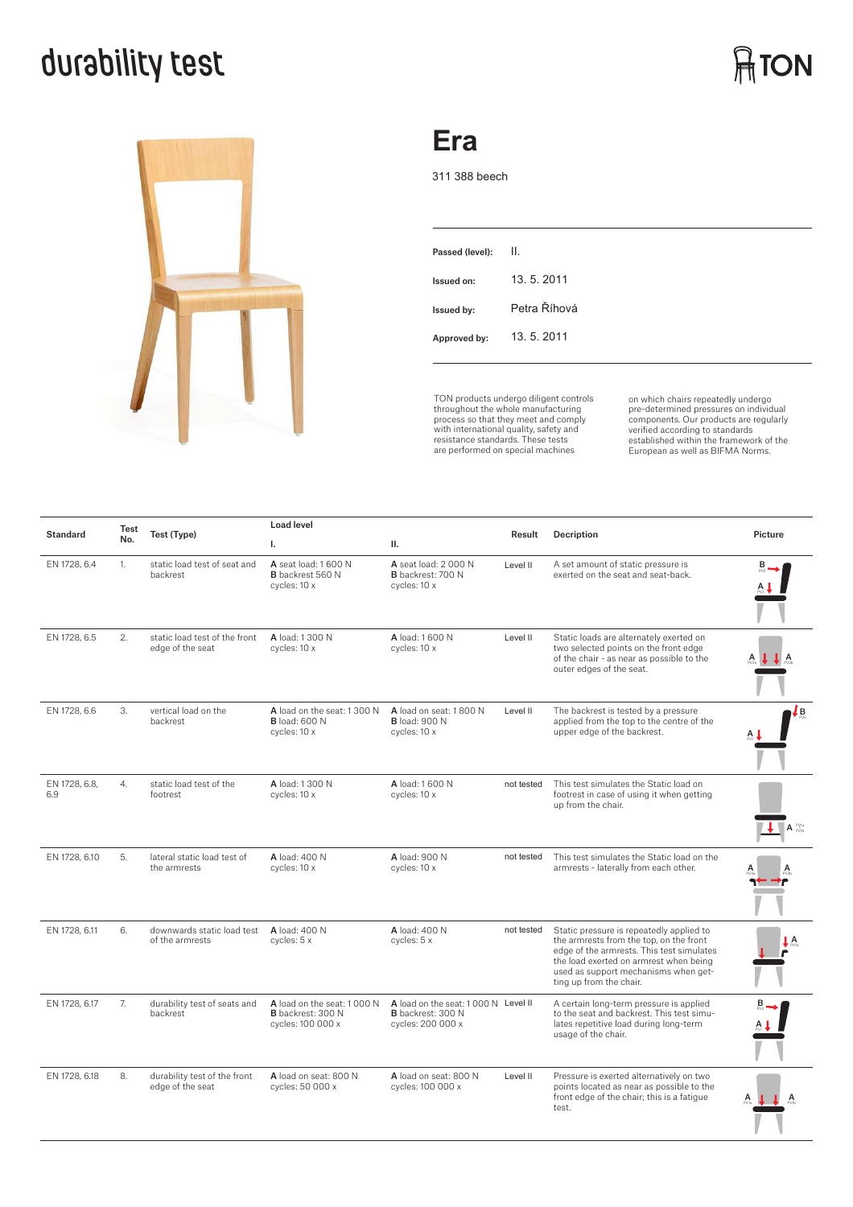# durability test

TON

## Era

311 388 beech

| | |
|---|---|
| **Passed (level):** | II. |
| **Issued on:** | 13. 5. 2011 |
| **Issued by:** | Petra Říhová |
| **Approved by:** | 13. 5. 2011 |

TON products undergo diligent controls throughout the whole manufacturing process so that they meet and comply with international quality, safety and resistance standards. These tests are performed on special machines on which chairs repeatedly undergo pre-determined pressures on individual components. Our products are regularly verified according to standards established within the framework of the European as well as BIFMA Norms.

| Standard | Test No. | Test (Type) | Load level I. | Load level II. | Result | Decription | Picture |
|---|---|---|---|---|---|---|---|
| EN 1728, 6.4 | 1. | static load test of seat and backrest | **A** seat load: 1 600 N<br>**B** backrest 560 N<br>cycles: 10 x | **A** seat load: 2 000 N<br>**B** backrest: 700 N<br>cycles: 10 x | Level II | A set amount of static pressure is exerted on the seat and seat-back. | |
| EN 1728, 6.5 | 2. | static load test of the front edge of the seat | **A** load: 1 300 N<br>cycles: 10 x | **A** load: 1 600 N<br>cycles: 10 x | Level II | Static loads are alternately exerted on two selected points on the front edge of the chair - as near as possible to the outer edges of the seat. | |
| EN 1728, 6.6 | 3. | vertical load on the backrest | **A** load on the seat: 1 300 N<br>**B** load: 600 N<br>cycles: 10 x | **A** load on seat: 1 800 N<br>**B** load: 900 N<br>cycles: 10 x | Level II | The backrest is tested by a pressure applied from the top to the centre of the upper edge of the backrest. | |
| EN 1728, 6.8, 6.9 | 4. | static load test of the footrest | **A** load: 1 300 N<br>cycles: 10 x | **A** load: 1 600 N<br>cycles: 10 x | not tested | This test simulates the Static load on footrest in case of using it when getting up from the chair. | |
| EN 1728, 6.10 | 5. | lateral static load test of the armrests | **A** load: 400 N<br>cycles: 10 x | **A** load: 900 N<br>cycles: 10 x | not tested | This test simulates the Static load on the armrests - laterally from each other. | |
| EN 1728, 6.11 | 6. | downwards static load test of the armrests | **A** load: 400 N<br>cycles: 5 x | **A** load: 400 N<br>cycles: 5 x | not tested | Static pressure is repeatedly applied to the armrests from the top, on the front edge of the armrests. This test simulates the load exerted on armrest when being used as support mechanisms when getting up from the chair. | |
| EN 1728, 6.17 | 7. | durability test of seats and backrest | **A** load on the seat: 1 000 N<br>**B** backrest: 300 N<br>cycles: 100 000 x | **A** load on the seat: 1 000 N<br>**B** backrest: 300 N<br>cycles: 200 000 x | Level II | A certain long-term pressure is applied to the seat and backrest. This test simulates repetitive load during long-term usage of the chair. | |
| EN 1728, 6.18 | 8. | durability test of the front edge of the seat | **A** load on seat: 800 N<br>cycles: 50 000 x | **A** load on seat: 800 N<br>cycles: 100 000 x | Level II | Pressure is exerted alternatively on two points located as near as possible to the front edge of the chair; this is a fatigue test. | |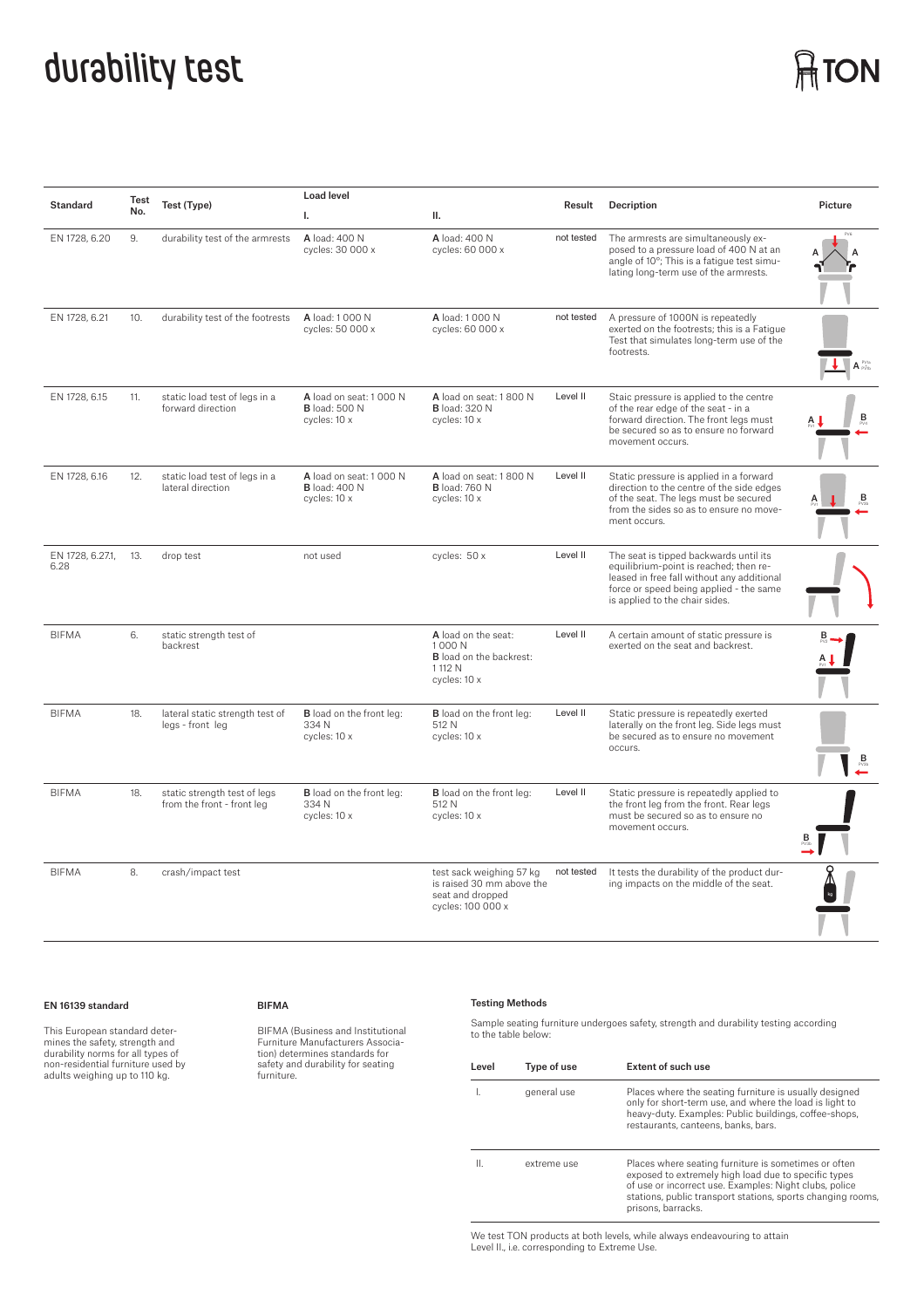# durability test

TON

| Standard | Test No. | Test (Type) | Load level I. | Load level II. | Result | Decription | Picture |
|---|---|---|---|---|---|---|---|
| EN 1728, 6.20 | 9. | durability test of the armrests | **A** load: 400 N cycles: 30 000 x | **A** load: 400 N cycles: 60 000 x | not tested | The armrests are simultaneously exposed to a pressure load of 400 N at an angle of 10°; This is a fatigue test simulating long-term use of the armrests. | |
| EN 1728, 6.21 | 10. | durability test of the footrests | **A** load: 1 000 N cycles: 50 000 x | **A** load: 1 000 N cycles: 60 000 x | not tested | A pressure of 1000N is repeatedly exerted on the footrests; this is a Fatigue Test that simulates long-term use of the footrests. | |
| EN 1728, 6.15 | 11. | static load test of legs in a forward direction | **A** load on seat: 1 000 N **B** load: 500 N cycles: 10 x | **A** load on seat: 1 800 N **B** load: 320 N cycles: 10 x | Level II | Staic pressure is applied to the centre of the rear edge of the seat - in a forward direction. The front legs must be secured so as to ensure no forward movement occurs. | |
| EN 1728, 6.16 | 12. | static load test of legs in a lateral direction | **A** load on seat: 1 000 N **B** load: 400 N cycles: 10 x | **A** load on seat: 1 800 N **B** load: 760 N cycles: 10 x | Level II | Static pressure is applied in a forward direction to the centre of the side edges of the seat. The legs must be secured from the sides so as to ensure no movement occurs. | |
| EN 1728, 6.27.1, 6.28 | 13. | drop test | not used | cycles: 50 x | Level II | The seat is tipped backwards until its equilibrium-point is reached; then released in free fall without any additional force or speed being applied - the same is applied to the chair sides. | |
| BIFMA | 6. | static strength test of backrest | | **A** load on the seat: 1 000 N **B** load on the backrest: 1 112 N cycles: 10 x | Level II | A certain amount of static pressure is exerted on the seat and backrest. | |
| BIFMA | 18. | lateral static strength test of legs - front leg | **B** load on the front leg: 334 N cycles: 10 x | **B** load on the front leg: 512 N cycles: 10 x | Level II | Static pressure is repeatedly exerted laterally on the front leg. Side legs must be secured as to ensure no movement occurs. | |
| BIFMA | 18. | static strength test of legs from the front - front leg | **B** load on the front leg: 334 N cycles: 10 x | **B** load on the front leg: 512 N cycles: 10 x | Level II | Static pressure is repeatedly applied to the front leg from the front. Rear legs must be secured so as to ensure no movement occurs. | |
| BIFMA | 8. | crash/impact test | | test sack weighing 57 kg is raised 30 mm above the seat and dropped cycles: 100 000 x | not tested | It tests the durability of the product during impacts on the middle of the seat. | |

### EN 16139 standard

This European standard determines the safety, strength and durability norms for all types of non-residential furniture used by adults weighing up to 110 kg.

### BIFMA

BIFMA (Business and Institutional Furniture Manufacturers Association) determines standards for safety and durability for seating furniture.

### Testing Methods

Sample seating furniture undergoes safety, strength and durability testing according to the table below:

| Level | Type of use | Extent of such use |
|---|---|---|
| I. | general use | Places where the seating furniture is usually designed only for short-term use, and where the load is light to heavy-duty. Examples: Public buildings, coffee-shops, restaurants, canteens, banks, bars. |
| II. | extreme use | Places where seating furniture is sometimes or often exposed to extremely high load due to specific types of use or incorrect use. Examples: Night clubs, police stations, public transport stations, sports changing rooms, prisons, barracks. |

We test TON products at both levels, while always endeavouring to attain Level II., i.e. corresponding to Extreme Use.